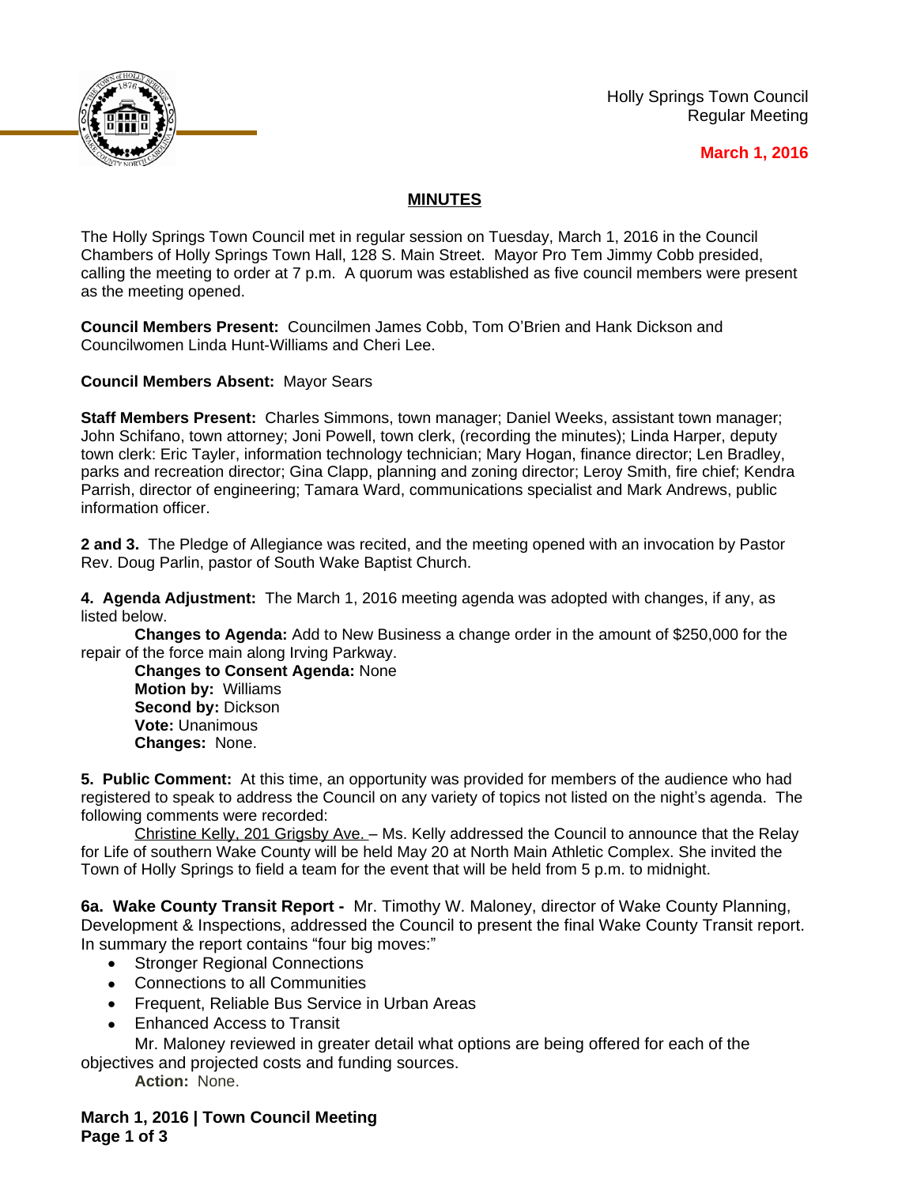Holly Springs Town Council
Regular Meeting

**March 1, 2016**

## MINUTES

The Holly Springs Town Council met in regular session on Tuesday, March 1, 2016 in the Council Chambers of Holly Springs Town Hall, 128 S. Main Street. Mayor Pro Tem Jimmy Cobb presided, calling the meeting to order at 7 p.m. A quorum was established as five council members were present as the meeting opened.

**Council Members Present:** Councilmen James Cobb, Tom O'Brien and Hank Dickson and Councilwomen Linda Hunt-Williams and Cheri Lee.

**Council Members Absent:** Mayor Sears

**Staff Members Present:** Charles Simmons, town manager; Daniel Weeks, assistant town manager; John Schifano, town attorney; Joni Powell, town clerk, (recording the minutes); Linda Harper, deputy town clerk: Eric Tayler, information technology technician; Mary Hogan, finance director; Len Bradley, parks and recreation director; Gina Clapp, planning and zoning director; Leroy Smith, fire chief; Kendra Parrish, director of engineering; Tamara Ward, communications specialist and Mark Andrews, public information officer.

**2 and 3.** The Pledge of Allegiance was recited, and the meeting opened with an invocation by Pastor Rev. Doug Parlin, pastor of South Wake Baptist Church.

**4. Agenda Adjustment:** The March 1, 2016 meeting agenda was adopted with changes, if any, as listed below.

**Changes to Agenda:** Add to New Business a change order in the amount of $250,000 for the repair of the force main along Irving Parkway.

**Changes to Consent Agenda:** None
**Motion by:** Williams
**Second by:** Dickson
**Vote:** Unanimous
**Changes:** None.

**5. Public Comment:** At this time, an opportunity was provided for members of the audience who had registered to speak to address the Council on any variety of topics not listed on the night's agenda. The following comments were recorded:

<u>Christine Kelly, 201 Grigsby Ave.</u> – Ms. Kelly addressed the Council to announce that the Relay for Life of southern Wake County will be held May 20 at North Main Athletic Complex. She invited the Town of Holly Springs to field a team for the event that will be held from 5 p.m. to midnight.

**6a. Wake County Transit Report -** Mr. Timothy W. Maloney, director of Wake County Planning, Development & Inspections, addressed the Council to present the final Wake County Transit report. In summary the report contains "four big moves:"

- Stronger Regional Connections
- Connections to all Communities
- Frequent, Reliable Bus Service in Urban Areas
- Enhanced Access to Transit

Mr. Maloney reviewed in greater detail what options are being offered for each of the objectives and projected costs and funding sources.

**Action:** None.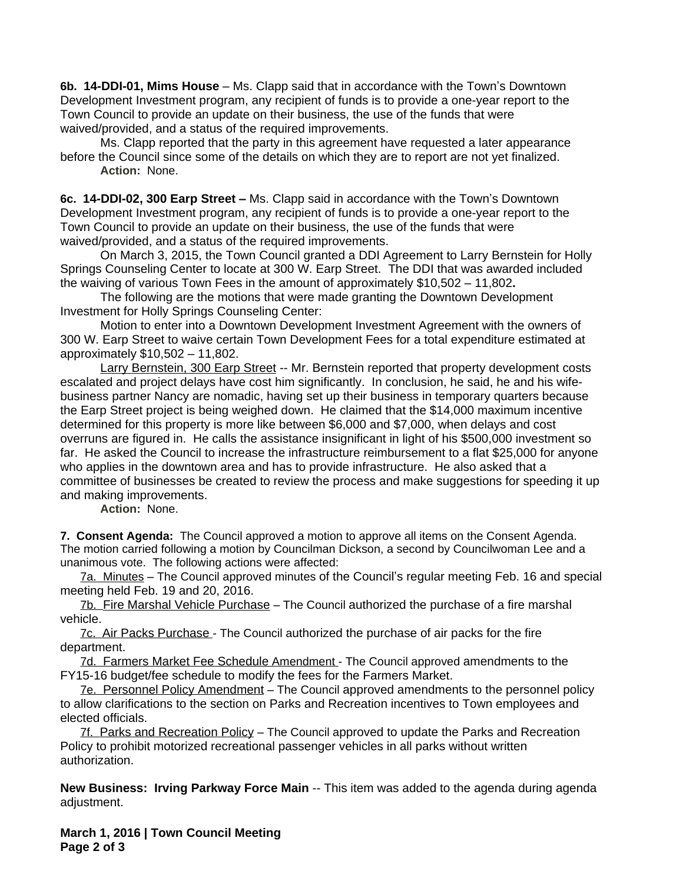**6b. 14-DDI-01, Mims House** – Ms. Clapp said that in accordance with the Town's Downtown Development Investment program, any recipient of funds is to provide a one-year report to the Town Council to provide an update on their business, the use of the funds that were waived/provided, and a status of the required improvements.

Ms. Clapp reported that the party in this agreement have requested a later appearance before the Council since some of the details on which they are to report are not yet finalized.

**Action:** None.

**6c. 14-DDI-02, 300 Earp Street –** Ms. Clapp said in accordance with the Town's Downtown Development Investment program, any recipient of funds is to provide a one-year report to the Town Council to provide an update on their business, the use of the funds that were waived/provided, and a status of the required improvements.

On March 3, 2015, the Town Council granted a DDI Agreement to Larry Bernstein for Holly Springs Counseling Center to locate at 300 W. Earp Street. The DDI that was awarded included the waiving of various Town Fees in the amount of approximately $10,502 – 11,802**.**

The following are the motions that were made granting the Downtown Development Investment for Holly Springs Counseling Center:

Motion to enter into a Downtown Development Investment Agreement with the owners of 300 W. Earp Street to waive certain Town Development Fees for a total expenditure estimated at approximately $10,502 – 11,802.

Larry Bernstein, 300 Earp Street -- Mr. Bernstein reported that property development costs escalated and project delays have cost him significantly. In conclusion, he said, he and his wife-business partner Nancy are nomadic, having set up their business in temporary quarters because the Earp Street project is being weighed down. He claimed that the $14,000 maximum incentive determined for this property is more like between $6,000 and $7,000, when delays and cost overruns are figured in. He calls the assistance insignificant in light of his $500,000 investment so far. He asked the Council to increase the infrastructure reimbursement to a flat $25,000 for anyone who applies in the downtown area and has to provide infrastructure. He also asked that a committee of businesses be created to review the process and make suggestions for speeding it up and making improvements.

**Action:** None.

**7. Consent Agenda:** The Council approved a motion to approve all items on the Consent Agenda. The motion carried following a motion by Councilman Dickson, a second by Councilwoman Lee and a unanimous vote. The following actions were affected:

7a. Minutes – The Council approved minutes of the Council's regular meeting Feb. 16 and special meeting held Feb. 19 and 20, 2016.

7b. Fire Marshal Vehicle Purchase – The Council authorized the purchase of a fire marshal vehicle.

7c. Air Packs Purchase - The Council authorized the purchase of air packs for the fire department.

7d. Farmers Market Fee Schedule Amendment - The Council approved amendments to the FY15-16 budget/fee schedule to modify the fees for the Farmers Market.

7e. Personnel Policy Amendment – The Council approved amendments to the personnel policy to allow clarifications to the section on Parks and Recreation incentives to Town employees and elected officials.

7f. Parks and Recreation Policy – The Council approved to update the Parks and Recreation Policy to prohibit motorized recreational passenger vehicles in all parks without written authorization.

**New Business: Irving Parkway Force Main** -- This item was added to the agenda during agenda adjustment.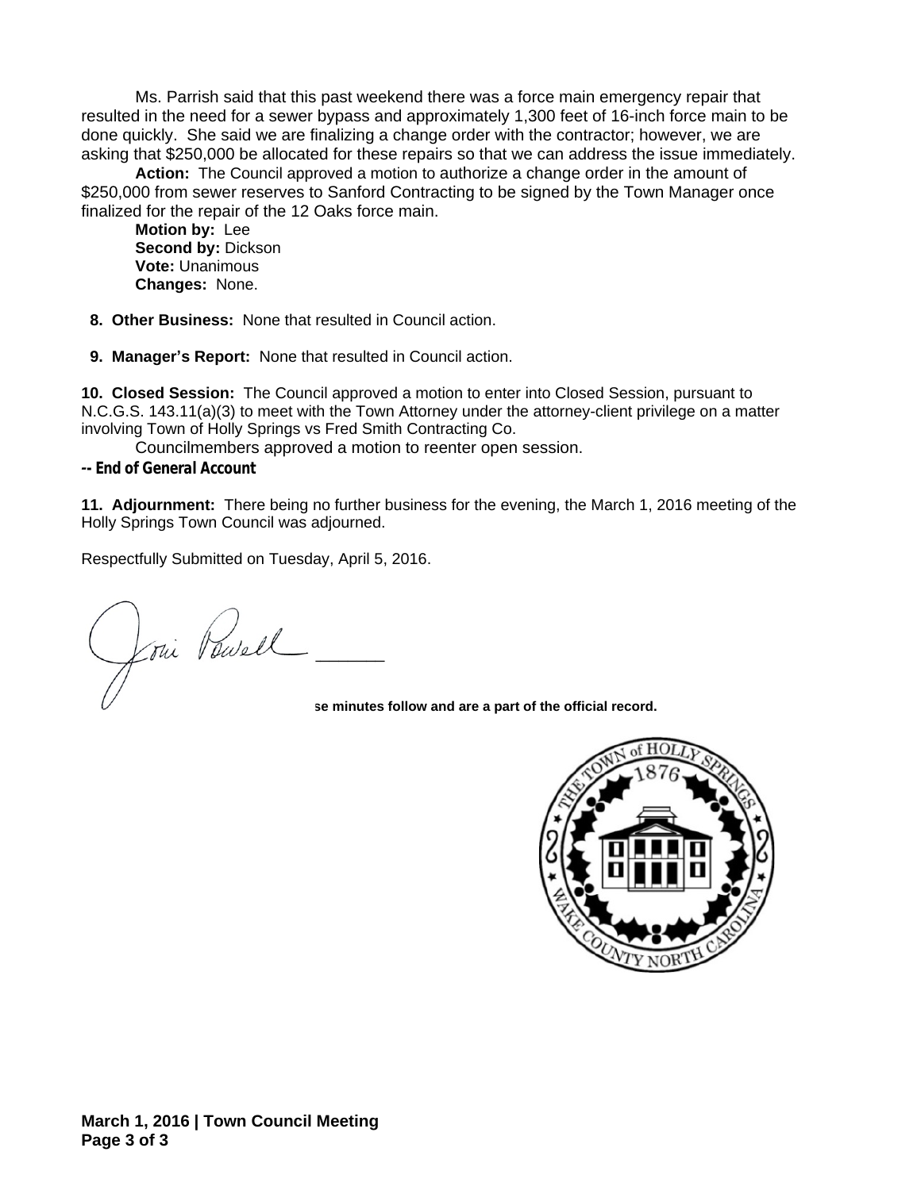Ms. Parrish said that this past weekend there was a force main emergency repair that resulted in the need for a sewer bypass and approximately 1,300 feet of 16-inch force main to be done quickly. She said we are finalizing a change order with the contractor; however, we are asking that $250,000 be allocated for these repairs so that we can address the issue immediately.

**Action:** The Council approved a motion to authorize a change order in the amount of $250,000 from sewer reserves to Sanford Contracting to be signed by the Town Manager once finalized for the repair of the 12 Oaks force main.

**Motion by:** Lee
**Second by:** Dickson
**Vote:** Unanimous
**Changes:** None.

**8. Other Business:** None that resulted in Council action.

**9. Manager's Report:** None that resulted in Council action.

**10. Closed Session:** The Council approved a motion to enter into Closed Session, pursuant to N.C.G.S. 143.11(a)(3) to meet with the Town Attorney under the attorney-client privilege on a matter involving Town of Holly Springs vs Fred Smith Contracting Co.

Councilmembers approved a motion to reenter open session.

**-- End of General Account**

**11. Adjournment:** There being no further business for the evening, the March 1, 2016 meeting of the Holly Springs Town Council was adjourned.

Respectfully Submitted on Tuesday, April 5, 2016.

Joni Powell ______

**se minutes follow and are a part of the official record.**